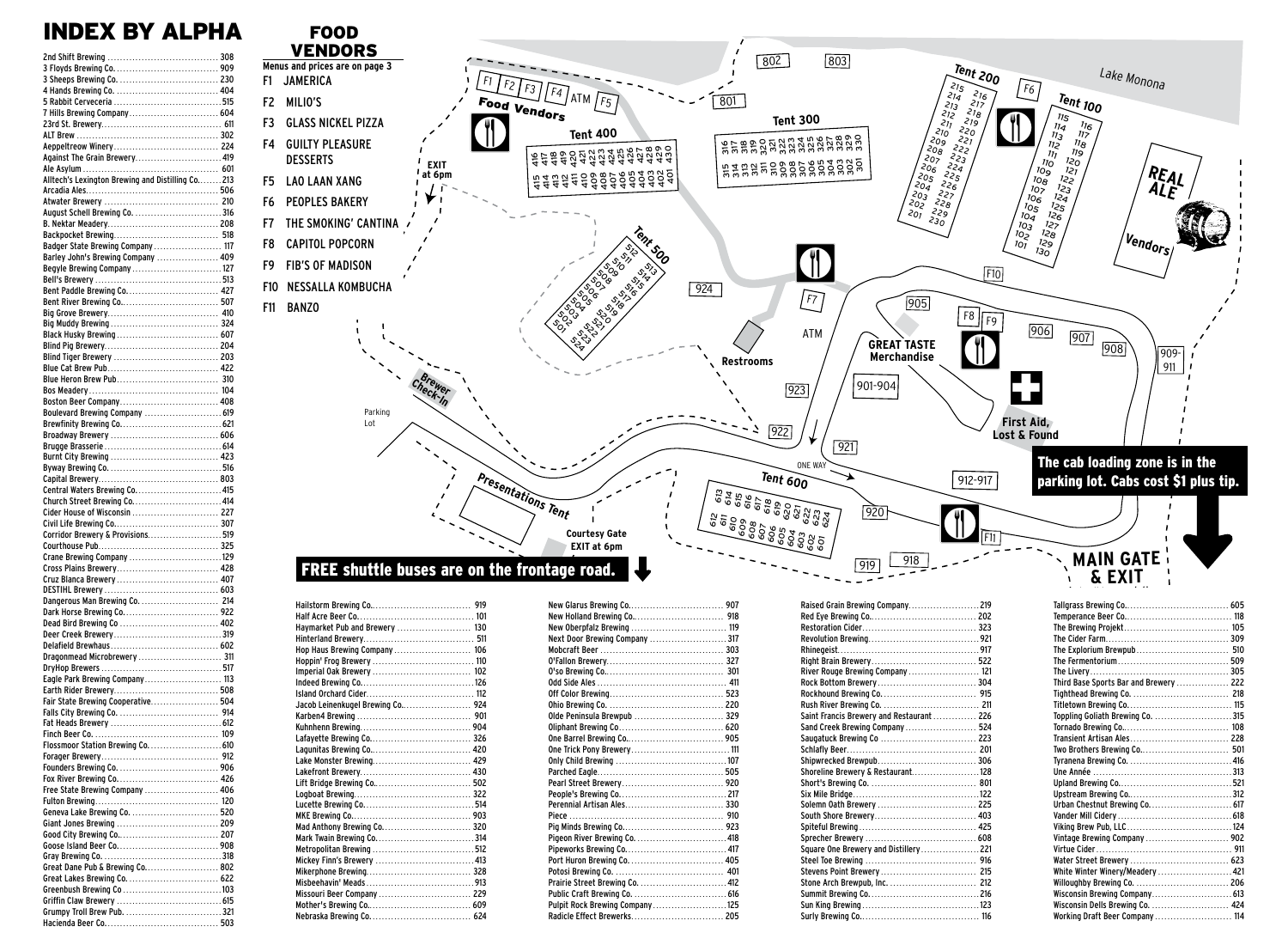# INDEX BY ALPHA

| Brewery | Booth |
|---|---|
| 2nd Shift Brewing | 308 |
| 3 Floyds Brewing Co. | 909 |
| 3 Sheeps Brewing Co. | 230 |
| 4 Hands Brewing Co. | 404 |
| 5 Rabbit Cerveceria | 515 |
| 7 Hills Brewing Company | 604 |
| 23rd St. Brewery | 611 |
| ALT Brew | 302 |
| Aeppeltreow Winery | 224 |
| Against The Grain Brewery | 419 |
| Ale Asylum | 601 |
| Alltech's Lexington Brewing and Distilling Co. | 213 |
| Arcadia Ales | 506 |
| Atwater Brewery | 210 |
| August Schell Brewing Co. | 316 |
| B. Nektar Meadery | 208 |
| Backpocket Brewing | 518 |
| Badger State Brewing Company | 117 |
| Barley John's Brewing Company | 409 |
| Begyle Brewing Company | 127 |
| Bell's Brewery | 513 |
| Bent Paddle Brewing Co. | 427 |
| Bent River Brewing Co. | 507 |
| Big Grove Brewery | 410 |
| Big Muddy Brewing | 324 |
| Black Husky Brewing | 607 |
| Blind Pig Brewery | 204 |
| Blind Tiger Brewery | 203 |
| Blue Cat Brew Pub | 422 |
| Blue Heron Brew Pub | 310 |
| Bos Meadery | 104 |
| Boston Beer Company | 408 |
| Boulevard Brewing Company | 619 |
| Brewfinity Brewing Co. | 621 |
| Broadway Brewery | 606 |
| Brugge Brasserie | 614 |
| Burnt City Brewing | 423 |
| Byway Brewing Co. | 516 |
| Capital Brewery | 803 |
| Central Waters Brewing Co. | 415 |
| Church Street Brewing Co. | 414 |
| Cider House of Wisconsin | 227 |
| Civil Life Brewing Co. | 307 |
| Corridor Brewery & Provisions | 519 |
| Courthouse Pub | 325 |
| Crane Brewing Company | 129 |
| Cross Plains Brewery | 428 |
| Cruz Blanca Brewery | 407 |
| DESTIHL Brewery | 603 |
| Dangerous Man Brewing Co. | 214 |
| Dark Horse Brewing Co. | 922 |
| Dead Bird Brewing Co | 402 |
| Deer Creek Brewery | 319 |
| Delafield Brewhaus | 602 |
| Dragonmead Microbrewery | 311 |
| DryHop Brewers | 517 |
| Eagle Park Brewing Company | 113 |
| Earth Rider Brewery | 508 |
| Fair State Brewing Cooperative | 504 |
| Falls City Brewing Co. | 914 |
| Fat Heads Brewery | 612 |
| Finch Beer Co. | 109 |
| Flossmoor Station Brewing Co. | 610 |
| Forager Brewery | 912 |
| Founders Brewing Co. | 906 |
| Fox River Brewing Co. | 426 |
| Free State Brewing Company | 406 |
| Fulton Brewing | 120 |
| Geneva Lake Brewing Co. | 520 |
| Giant Jones Brewing | 209 |
| Good City Brewing Co. | 207 |
| Goose Island Beer Co. | 908 |
| Gray Brewing Co. | 318 |
| Great Dane Pub & Brewing Co. | 802 |
| Great Lakes Brewing Co. | 622 |
| Greenbush Brewing Co | 103 |
| Griffin Claw Brewery | 615 |
| Grumpy Troll Brew Pub | 321 |
| Hacienda Beer Co. | 503 |
| Hailstorm Brewing Co. | 919 |
| Half Acre Beer Co. | 101 |
| Haymarket Pub and Brewery | 130 |
| Hinterland Brewery | 511 |
| Hop Haus Brewing Company | 106 |
| Hoppin' Frog Brewery | 110 |
| Imperial Oak Brewery | 102 |
| Indeed Brewing Co. | 126 |
| Island Orchard Cider | 112 |
| Jacob Leinenkugel Brewing Co. | 924 |
| Karben4 Brewing | 901 |
| Kuhnhenn Brewing | 904 |
| Lafayette Brewing Co. | 326 |
| Lagunitas Brewing Co. | 420 |
| Lake Monster Brewing | 429 |
| Lakefront Brewery | 430 |
| Lift Bridge Brewing Co. | 502 |
| Logboat Brewing | 322 |
| Lucette Brewing Co. | 514 |
| MKE Brewing Co. | 903 |
| Mad Anthony Brewing Co. | 320 |
| Mark Twain Brewing Co. | 314 |
| Metropolitan Brewing | 512 |
| Mickey Finn's Brewery | 413 |
| Mikerphone Brewing | 328 |
| Misbeehavin' Meads | 913 |
| Missouri Beer Company | 229 |
| Mother's Brewing Co. | 609 |
| Nebraska Brewing Co. | 624 |
| New Glarus Brewing Co. | 907 |
| New Holland Brewing Co. | 918 |
| New Oberpfalz Brewing | 119 |
| Next Door Brewing Company | 317 |
| Mobcraft Beer | 303 |
| O'Fallon Brewery | 327 |
| O'so Brewing Co. | 301 |
| Odd Side Ales | 411 |
| Off Color Brewing | 523 |
| Ohio Brewing Co. | 220 |
| Olde Peninsula Brewpub | 329 |
| Oliphant Brewing Co. | 620 |
| One Barrel Brewing Co. | 905 |
| One Trick Pony Brewery | 111 |
| Only Child Brewing | 107 |
| Parched Eagle | 505 |
| Pearl Street Brewery | 920 |
| People's Brewing Co. | 217 |
| Perennial Artisan Ales | 330 |
| Piece | 910 |
| Pig Minds Brewing Co. | 923 |
| Pigeon River Brewing Co. | 418 |
| Pipeworks Brewing Co. | 417 |
| Port Huron Brewing Co. | 405 |
| Potosi Brewing Co. | 401 |
| Prairie Street Brewing Co. | 412 |
| Public Craft Brewing Co. | 616 |
| Pulpit Rock Brewing Company | 125 |
| Radicle Effect Brewerks | 205 |
| Raised Grain Brewing Company | 219 |
| Red Eye Brewing Co. | 202 |
| Restoration Cider | 323 |
| Revolution Brewing | 921 |
| Rhinegeist | 917 |
| Right Brain Brewery | 522 |
| River Rouge Brewing Company | 121 |
| Rock Bottom Brewery | 304 |
| Rockhound Brewing Co. | 915 |
| Rush River Brewing Co. | 211 |
| Saint Francis Brewery and Restaurant | 226 |
| Sand Creek Brewing Company | 524 |
| Saugatuck Brewing Co | 223 |
| Schlafly Beer | 201 |
| Shipwrecked Brewpub | 306 |
| Shoreline Brewery & Restaurant | 128 |
| Short's Brewing Co. | 801 |
| Six Mile Bridge | 122 |
| Solemn Oath Brewery | 225 |
| South Shore Brewery | 403 |
| Spiteful Brewing | 425 |
| Sprecher Brewery | 608 |
| Square One Brewery and Distillery | 221 |
| Steel Toe Brewing | 916 |
| Stevens Point Brewery | 215 |
| Stone Arch Brewpub, Inc. | 212 |
| Summit Brewing Co. | 216 |
| Sun King Brewing | 123 |
| Surly Brewing Co. | 116 |
| Tallgrass Brewing Co. | 605 |
| Temperance Beer Co. | 118 |
| The Brewing Projekt | 105 |
| The Cider Farm | 309 |
| The Explorium Brewpub | 510 |
| The Fermentorium | 509 |
| The Livery | 305 |
| Third Base Sports Bar and Brewery | 222 |
| Tighthead Brewing Co. | 218 |
| Titletown Brewing Co. | 115 |
| Toppling Goliath Brewing Co. | 315 |
| Tornado Brewing Co. | 108 |
| Transient Artisan Ales | 228 |
| Two Brothers Brewing Co. | 501 |
| Tyranena Brewing Co. | 416 |
| Une Année | 313 |
| Upland Brewing Co. | 521 |
| Upstream Brewing Co. | 312 |
| Urban Chestnut Brewing Co. | 617 |
| Vander Mill Cidery | 618 |
| Viking Brew Pub, LLC | 124 |
| Vintage Brewing Company | 902 |
| Virtue Cider | 911 |
| Water Street Brewery | 623 |
| White Winter Winery/Meadery | 421 |
| Willoughby Brewing Co. | 206 |
| Wisconsin Brewing Company | 613 |
| Wisconsin Dells Brewing Co. | 424 |
| Working Draft Beer Company | 114 |

## FOOD VENDORS

Menus and prices are on page 3

- F1 JAMERICA
- F2 MILIO'S
- F3 GLASS NICKEL PIZZA
- F4 GUILTY PLEASURE DESSERTS
- F5 LAO LAAN XANG
- F6 PEOPLES BAKERY
- F7 THE SMOKING' CANTINA
- F8 CAPITOL POPCORN
- F9 FIB'S OF MADISON
- F10 NESSALLA KOMBUCHA
- F11 BANZO

**The cab loading zone is in the parking lot. Cabs cost $1 plus tip.**

**FREE shuttle buses are on the frontage road.**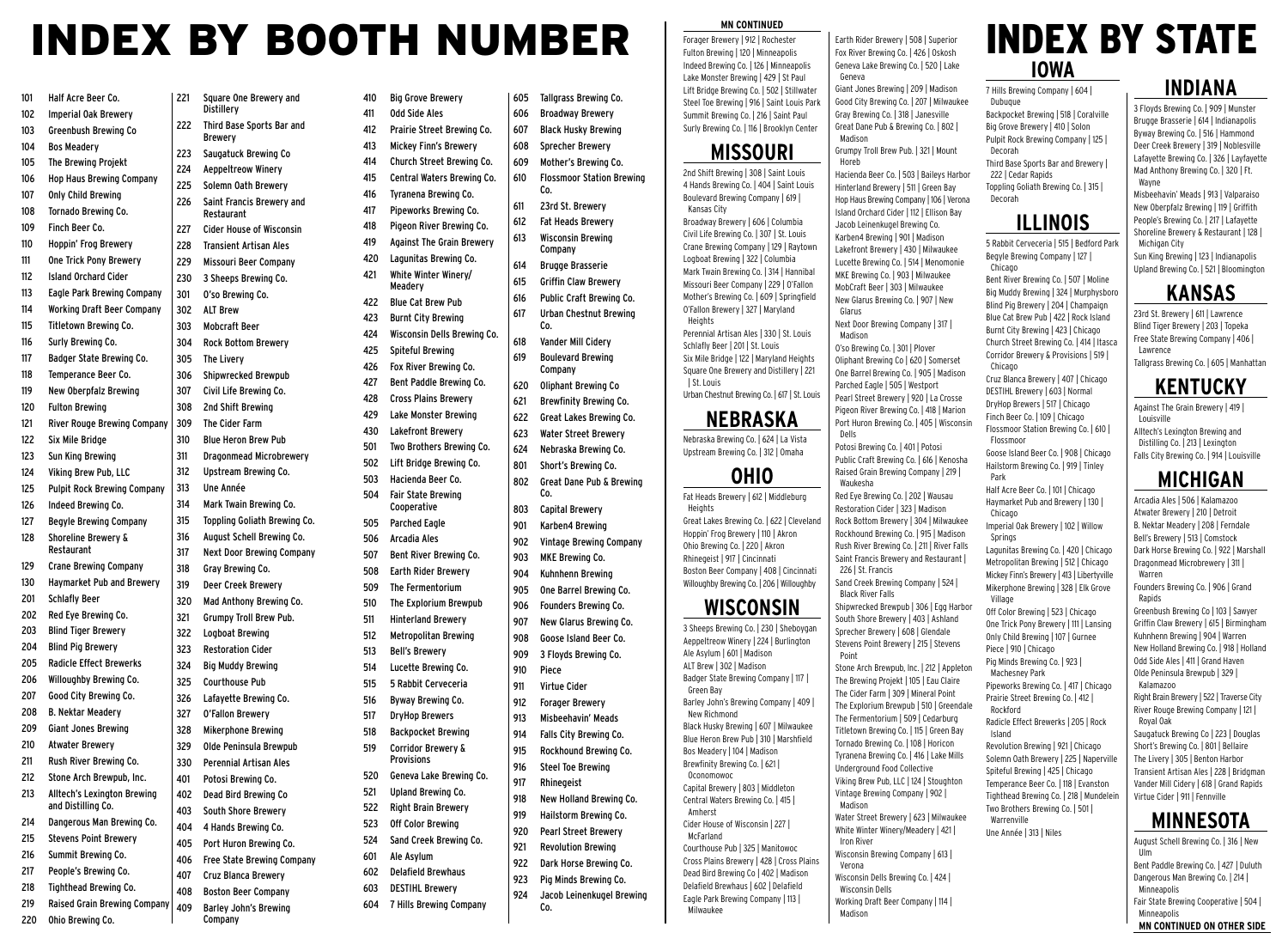# INDEX BY BOOTH NUMBER

| | |
|---|---|
| 101 | Half Acre Beer Co. |
| 102 | Imperial Oak Brewery |
| 103 | Greenbush Brewing Co |
| 104 | Bos Meadery |
| 105 | The Brewing Projekt |
| 106 | Hop Haus Brewing Company |
| 107 | Only Child Brewing |
| 108 | Tornado Brewing Co. |
| 109 | Finch Beer Co. |
| 110 | Hoppin' Frog Brewery |
| 111 | One Trick Pony Brewery |
| 112 | Island Orchard Cider |
| 113 | Eagle Park Brewing Company |
| 114 | Working Draft Beer Company |
| 115 | Titletown Brewing Co. |
| 116 | Surly Brewing Co. |
| 117 | Badger State Brewing Co. |
| 118 | Temperance Beer Co. |
| 119 | New Oberpfalz Brewing |
| 120 | Fulton Brewing |
| 121 | River Rouge Brewing Company |
| 122 | Six Mile Bridge |
| 123 | Sun King Brewing |
| 124 | Viking Brew Pub, LLC |
| 125 | Pulpit Rock Brewing Company |
| 126 | Indeed Brewing Co. |
| 127 | Begyle Brewing Company |
| 128 | Shoreline Brewery & Restaurant |
| 129 | Crane Brewing Company |
| 130 | Haymarket Pub and Brewery |
| 201 | Schlafly Beer |
| 202 | Red Eye Brewing Co. |
| 203 | Blind Tiger Brewery |
| 204 | Blind Pig Brewery |
| 205 | Radicle Effect Brewerks |
| 206 | Willoughby Brewing Co. |
| 207 | Good City Brewing Co. |
| 208 | B. Nektar Meadery |
| 209 | Giant Jones Brewing |
| 210 | Atwater Brewery |
| 211 | Rush River Brewing Co. |
| 212 | Stone Arch Brewpub, Inc. |
| 213 | Alltech's Lexington Brewing and Distilling Co. |
| 214 | Dangerous Man Brewing Co. |
| 215 | Stevens Point Brewery |
| 216 | Summit Brewing Co. |
| 217 | People's Brewing Co. |
| 218 | Tighthead Brewing Co. |
| 219 | Raised Grain Brewing Company |
| 220 | Ohio Brewing Co. |
| 221 | Square One Brewery and Distillery |
| 222 | Third Base Sports Bar and Brewery |
| 223 | Saugatuck Brewing Co |
| 224 | Aeppeltreow Winery |
| 225 | Solemn Oath Brewery |
| 226 | Saint Francis Brewery and Restaurant |
| 227 | Cider House of Wisconsin |
| 228 | Transient Artisan Ales |
| 229 | Missouri Beer Company |
| 230 | 3 Sheeps Brewing Co. |
| 301 | O'so Brewing Co. |
| 302 | ALT Brew |
| 303 | Mobcraft Beer |
| 304 | Rock Bottom Brewery |
| 305 | The Livery |
| 306 | Shipwrecked Brewpub |
| 307 | Civil Life Brewing Co. |
| 308 | 2nd Shift Brewing |
| 309 | The Cider Farm |
| 310 | Blue Heron Brew Pub |
| 311 | Dragonmead Microbrewery |
| 312 | Upstream Brewing Co. |
| 313 | Une Année |
| 314 | Mark Twain Brewing Co. |
| 315 | Toppling Goliath Brewing Co. |
| 316 | August Schell Brewing Co. |
| 317 | Next Door Brewing Company |
| 318 | Gray Brewing Co. |
| 319 | Deer Creek Brewery |
| 320 | Mad Anthony Brewing Co. |
| 321 | Grumpy Troll Brew Pub. |
| 322 | Logboat Brewing |
| 323 | Restoration Cider |
| 324 | Big Muddy Brewing |
| 325 | Courthouse Pub |
| 326 | Lafayette Brewing Co. |
| 327 | O'Fallon Brewery |
| 328 | Mikerphone Brewing |
| 329 | Olde Peninsula Brewpub |
| 330 | Perennial Artisan Ales |
| 401 | Potosi Brewing Co. |
| 402 | Dead Bird Brewing Co |
| 403 | South Shore Brewery |
| 404 | 4 Hands Brewing Co. |
| 405 | Port Huron Brewing Co. |
| 406 | Free State Brewing Company |
| 407 | Cruz Blanca Brewery |
| 408 | Boston Beer Company |
| 409 | Barley John's Brewing Company |
| 410 | Big Grove Brewery |
| 411 | Odd Side Ales |
| 412 | Prairie Street Brewing Co. |
| 413 | Mickey Finn's Brewery |
| 414 | Church Street Brewing Co. |
| 415 | Central Waters Brewing Co. |
| 416 | Tyranena Brewing Co. |
| 417 | Pipeworks Brewing Co. |
| 418 | Pigeon River Brewing Co. |
| 419 | Against The Grain Brewery |
| 420 | Lagunitas Brewing Co. |
| 421 | White Winter Winery/ Meadery |
| 422 | Blue Cat Brew Pub |
| 423 | Burnt City Brewing |
| 424 | Wisconsin Dells Brewing Co. |
| 425 | Spiteful Brewing |
| 426 | Fox River Brewing Co. |
| 427 | Bent Paddle Brewing Co. |
| 428 | Cross Plains Brewery |
| 429 | Lake Monster Brewing |
| 430 | Lakefront Brewery |
| 501 | Two Brothers Brewing Co. |
| 502 | Lift Bridge Brewing Co. |
| 503 | Hacienda Beer Co. |
| 504 | Fair State Brewing Cooperative |
| 505 | Parched Eagle |
| 506 | Arcadia Ales |
| 507 | Bent River Brewing Co. |
| 508 | Earth Rider Brewery |
| 509 | The Fermentorium |
| 510 | The Explorium Brewpub |
| 511 | Hinterland Brewery |
| 512 | Metropolitan Brewing |
| 513 | Bell's Brewery |
| 514 | Lucette Brewing Co. |
| 515 | 5 Rabbit Cerveceria |
| 516 | Byway Brewing Co. |
| 517 | DryHop Brewers |
| 518 | Backpocket Brewing |
| 519 | Corridor Brewery & Provisions |
| 520 | Geneva Lake Brewing Co. |
| 521 | Upland Brewing Co. |
| 522 | Right Brain Brewery |
| 523 | Off Color Brewing |
| 524 | Sand Creek Brewing Co. |
| 601 | Ale Asylum |
| 602 | Delafield Brewhaus |
| 603 | DESTIHL Brewery |
| 604 | 7 Hills Brewing Company |
| 605 | Tallgrass Brewing Co. |
| 606 | Broadway Brewery |
| 607 | Black Husky Brewing |
| 608 | Sprecher Brewery |
| 609 | Mother's Brewing Co. |
| 610 | Flossmoor Station Brewing Co. |
| 611 | 23rd St. Brewery |
| 612 | Fat Heads Brewery |
| 613 | Wisconsin Brewing Company |
| 614 | Brugge Brasserie |
| 615 | Griffin Claw Brewery |
| 616 | Public Craft Brewing Co. |
| 617 | Urban Chestnut Brewing Co. |
| 618 | Vander Mill Cidery |
| 619 | Boulevard Brewing Company |
| 620 | Oliphant Brewing Co |
| 621 | Brewfinity Brewing Co. |
| 622 | Great Lakes Brewing Co. |
| 623 | Water Street Brewery |
| 624 | Nebraska Brewing Co. |
| 801 | Short's Brewing Co. |
| 802 | Great Dane Pub & Brewing Co. |
| 803 | Capital Brewery |
| 901 | Karben4 Brewing |
| 902 | Vintage Brewing Company |
| 903 | MKE Brewing Co. |
| 904 | Kuhnhenn Brewing |
| 905 | One Barrel Brewing Co. |
| 906 | Founders Brewing Co. |
| 907 | New Glarus Brewing Co. |
| 908 | Goose Island Beer Co. |
| 909 | 3 Floyds Brewing Co. |
| 910 | Piece |
| 911 | Virtue Cider |
| 912 | Forager Brewery |
| 913 | Misbeehavin' Meads |
| 914 | Falls City Brewing Co. |
| 915 | Rockhound Brewing Co. |
| 916 | Steel Toe Brewing |
| 917 | Rhinegeist |
| 918 | New Holland Brewing Co. |
| 919 | Hailstorm Brewing Co. |
| 920 | Pearl Street Brewery |
| 921 | Revolution Brewing |
| 922 | Dark Horse Brewing Co. |
| 923 | Pig Minds Brewing Co. |
| 924 | Jacob Leinenkugel Brewing Co. |

# INDEX BY STATE

## IOWA

7 Hills Brewing Company | 604 | Dubuque
Backpocket Brewing | 518 | Coralville
Big Grove Brewery | 410 | Solon
Pulpit Rock Brewing Company | 125 | Decorah
Third Base Sports Bar and Brewery | 222 | Cedar Rapids
Toppling Goliath Brewing Co. | 315 | Decorah

## ILLINOIS

5 Rabbit Cerveceria | 515 | Bedford Park
Begyle Brewing Company | 127 | Chicago
Bent River Brewing Co. | 507 | Moline
Big Muddy Brewing | 324 | Murphysboro
Blind Pig Brewery | 204 | Champaign
Blue Cat Brew Pub | 422 | Rock Island
Burnt City Brewing | 423 | Chicago
Church Street Brewing Co. | 414 | Itasca
Corridor Brewery & Provisions | 519 | Chicago
Cruz Blanca Brewery | 407 | Chicago
DESTIHL Brewery | 603 | Normal
DryHop Brewers | 517 | Chicago
Finch Beer Co. | 109 | Chicago
Flossmoor Station Brewing Co. | 610 | Flossmoor
Goose Island Beer Co. | 908 | Chicago
Hailstorm Brewing Co. | 919 | Tinley Park
Half Acre Beer Co. | 101 | Chicago
Haymarket Pub and Brewery | 130 | Chicago
Imperial Oak Brewery | 102 | Willow Springs
Lagunitas Brewing Co. | 420 | Chicago
Metropolitan Brewing | 512 | Chicago
Mickey Finn's Brewery | 413 | Libertyville
Mikerphone Brewing | 328 | Elk Grove Village
Off Color Brewing | 523 | Chicago
One Trick Pony Brewery | 111 | Lansing
Only Child Brewing | 107 | Gurnee
Piece | 910 | Chicago
Pig Minds Brewing Co. | 923 | Machesney Park
Pipeworks Brewing Co. | 417 | Chicago
Prairie Street Brewing Co. | 412 | Rockford
Radicle Effect Brewerks | 205 | Rock Island
Revolution Brewing | 921 | Chicago
Solemn Oath Brewery | 225 | Naperville
Spiteful Brewing | 425 | Chicago
Temperance Beer Co. | 118 | Evanston
Tighthead Brewing Co. | 218 | Mundelein
Two Brothers Brewing Co. | 501 | Warrenville
Une Année | 313 | Niles

## INDIANA

3 Floyds Brewing Co. | 909 | Munster
Brugge Brasserie | 614 | Indianapolis
Byway Brewing Co. | 516 | Hammond
Deer Creek Brewery | 319 | Noblesville
Lafayette Brewing Co. | 326 | Layfayette
Mad Anthony Brewing Co. | 320 | Ft. Wayne
Misbeehavin' Meads | 913 | Valparaiso
New Oberpfalz Brewing | 119 | Griffith
People's Brewing Co. | 217 | Lafayette
Shoreline Brewery & Restaurant | 128 | Michigan City
Sun King Brewing | 123 | Indianapolis
Upland Brewing Co. | 521 | Bloomington

## KANSAS

23rd St. Brewery | 611 | Lawrence
Blind Tiger Brewery | 203 | Topeka
Free State Brewing Company | 406 | Lawrence
Tallgrass Brewing Co. | 605 | Manhattan

## KENTUCKY

Against The Grain Brewery | 419 | Louisville
Alltech's Lexington Brewing and Distilling Co. | 213 | Lexington
Falls City Brewing Co. | 914 | Louisville

## MICHIGAN

Arcadia Ales | 506 | Kalamazoo
Atwater Brewery | 210 | Detroit
B. Nektar Meadery | 208 | Ferndale
Bell's Brewery | 513 | Comstock
Dark Horse Brewing Co. | 922 | Marshall
Dragonmead Microbrewery | 311 | Warren
Founders Brewing Co. | 906 | Grand Rapids
Greenbush Brewing Co | 103 | Sawyer
Griffin Claw Brewery | 615 | Birmingham
Kuhnhenn Brewing | 904 | Warren
New Holland Brewing Co. | 918 | Holland
Odd Side Ales | 411 | Grand Haven
Olde Peninsula Brewpub | 329 | Kalamazoo
Right Brain Brewery | 522 | Traverse City
River Rouge Brewing Company | 121 | Royal Oak
Saugatuck Brewing Co | 223 | Douglas
Short's Brewing Co. | 801 | Bellaire
The Livery | 305 | Benton Harbor
Transient Artisan Ales | 228 | Bridgman
Vander Mill Cidery | 618 | Grand Rapids
Virtue Cider | 911 | Fennville

## MINNESOTA

August Schell Brewing Co. | 316 | New Ulm
Bent Paddle Brewing Co. | 427 | Duluth
Dangerous Man Brewing Co. | 214 | Minneapolis
Fair State Brewing Cooperative | 504 | Minneapolis

**MN CONTINUED ON OTHER SIDE**

**MN CONTINUED**

Forager Brewery | 912 | Rochester
Fulton Brewing | 120 | Minneapolis
Indeed Brewing Co. | 126 | Minneapolis
Lake Monster Brewing | 429 | St Paul
Lift Bridge Brewing Co. | 502 | Stillwater
Steel Toe Brewing | 916 | Saint Louis Park
Summit Brewing Co. | 216 | Saint Paul
Surly Brewing Co. | 116 | Brooklyn Center

## MISSOURI

2nd Shift Brewing | 308 | Saint Louis
4 Hands Brewing Co. | 404 | Saint Louis
Boulevard Brewing Company | 619 | Kansas City
Broadway Brewery | 606 | Columbia
Civil Life Brewing Co. | 307 | St. Louis
Crane Brewing Company | 129 | Raytown
Logboat Brewing | 322 | Columbia
Mark Twain Brewing Co. | 314 | Hannibal
Missouri Beer Company | 229 | O'Fallon
Mother's Brewing Co. | 609 | Springfield
O'Fallon Brewery | 327 | Maryland Heights
Perennial Artisan Ales | 330 | St. Louis
Schlafly Beer | 201 | St. Louis
Six Mile Bridge | 122 | Maryland Heights
Square One Brewery and Distillery | 221 | St. Louis
Urban Chestnut Brewing Co. | 617 | St. Louis

## NEBRASKA

Nebraska Brewing Co. | 624 | La Vista
Upstream Brewing Co. | 312 | Omaha

## OHIO

Fat Heads Brewery | 612 | Middleburg Heights
Great Lakes Brewing Co. | 622 | Cleveland
Hoppin' Frog Brewery | 110 | Akron
Ohio Brewing Co. | 220 | Akron
Rhinegeist | 917 | Cincinnati
Boston Beer Company | 408 | Cincinnati
Willoughby Brewing Co. | 206 | Willoughby

## WISCONSIN

3 Sheeps Brewing Co. | 230 | Sheboygan
Aeppeltreow Winery | 224 | Burlington
Ale Asylum | 601 | Madison
ALT Brew | 302 | Madison
Badger State Brewing Company | 117 | Green Bay
Barley John's Brewing Company | 409 | New Richmond
Black Husky Brewing | 607 | Milwaukee
Blue Heron Brew Pub | 310 | Marshfield
Bos Meadery | 104 | Madison
Brewfinity Brewing Co. | 621 | Oconomowoc
Capital Brewery | 803 | Middleton
Central Waters Brewing Co. | 415 | Amherst
Cider House of Wisconsin | 227 | McFarland
Courthouse Pub | 325 | Manitowoc
Cross Plains Brewery | 428 | Cross Plains
Dead Bird Brewing Co | 402 | Madison
Delafield Brewhaus | 602 | Delafield
Eagle Park Brewing Company | 113 | Milwaukee
Earth Rider Brewery | 508 | Superior
Fox River Brewing Co. | 426 | Oskosh
Geneva Lake Brewing Co. | 520 | Lake Geneva
Giant Jones Brewing | 209 | Madison
Good City Brewing Co. | 207 | Milwaukee
Gray Brewing Co. | 318 | Janesville
Great Dane Pub & Brewing Co. | 802 | Madison
Grumpy Troll Brew Pub. | 321 | Mount Horeb
Hacienda Beer Co. | 503 | Baileys Harbor
Hinterland Brewery | 511 | Green Bay
Hop Haus Brewing Company | 106 | Verona
Island Orchard Cider | 112 | Ellison Bay
Jacob Leinenkugel Brewing Co.
Karben4 Brewing | 901 | Madison
Lakefront Brewery | 430 | Milwaukee
Lucette Brewing Co. | 514 | Menomonie
MKE Brewing Co. | 903 | Milwaukee
MobCraft Beer | 303 | Milwaukee
New Glarus Brewing Co. | 907 | New Glarus
Next Door Brewing Company | 317 | Madison
O'so Brewing Co. | 301 | Plover
Oliphant Brewing Co | 620 | Somerset
One Barrel Brewing Co. | 905 | Madison
Parched Eagle | 505 | Westport
Pearl Street Brewery | 920 | La Crosse
Pigeon River Brewing Co. | 418 | Marion
Port Huron Brewing Co. | 405 | Wisconsin Dells
Potosi Brewing Co. | 401 | Potosi
Public Craft Brewing Co. | 616 | Kenosha
Raised Grain Brewing Company | 219 | Waukesha
Red Eye Brewing Co. | 202 | Wausau
Restoration Cider | 323 | Madison
Rock Bottom Brewery | 304 | Milwaukee
Rockhound Brewing Co. | 915 | Madison
Rush River Brewing Co. | 211 | River Falls
Saint Francis Brewery and Restaurant | 226 | St. Francis
Sand Creek Brewing Company | 524 | Black River Falls
Shipwrecked Brewpub | 306 | Egg Harbor
South Shore Brewery | 403 | Ashland
Sprecher Brewery | 608 | Glendale
Stevens Point Brewery | 215 | Stevens Point
Stone Arch Brewpub, Inc. | 212 | Appleton
The Brewing Projekt | 105 | Eau Claire
The Cider Farm | 309 | Mineral Point
The Explorium Brewpub | 510 | Greendale
The Fermentorium | 509 | Cedarburg
Titletown Brewing Co. | 115 | Green Bay
Tornado Brewing Co. | 108 | Horicon
Tyranena Brewing Co. | 416 | Lake Mills
Underground Food Collective
Viking Brew Pub, LLC | 124 | Stoughton
Vintage Brewing Company | 902 | Madison
Water Street Brewery | 623 | Milwaukee
White Winter Winery/Meadery | 421 | Iron River
Wisconsin Brewing Company | 613 | Verona
Wisconsin Dells Brewing Co. | 424 | Wisconsin Dells
Working Draft Beer Company | 114 | Madison